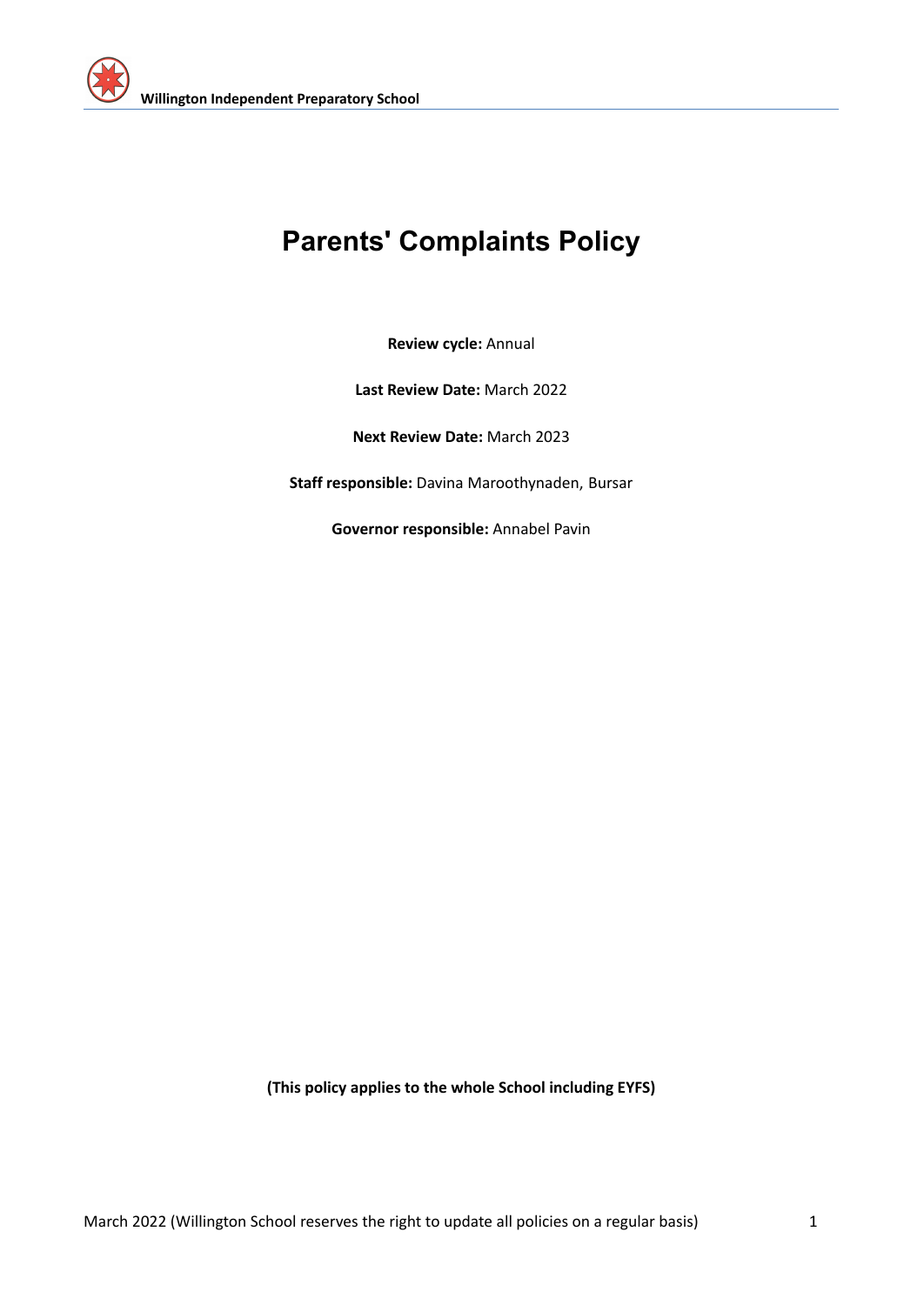# Parents' Complaints Policy

**Review cycle:** Annual

**Last Review Date:** March 2022

**Next Review Date:** March 2023

**Staff responsible:** Davina Maroothynaden, Bursar

**Governor responsible:** Annabel Pavin

**(This policy applies to the whole School including EYFS)**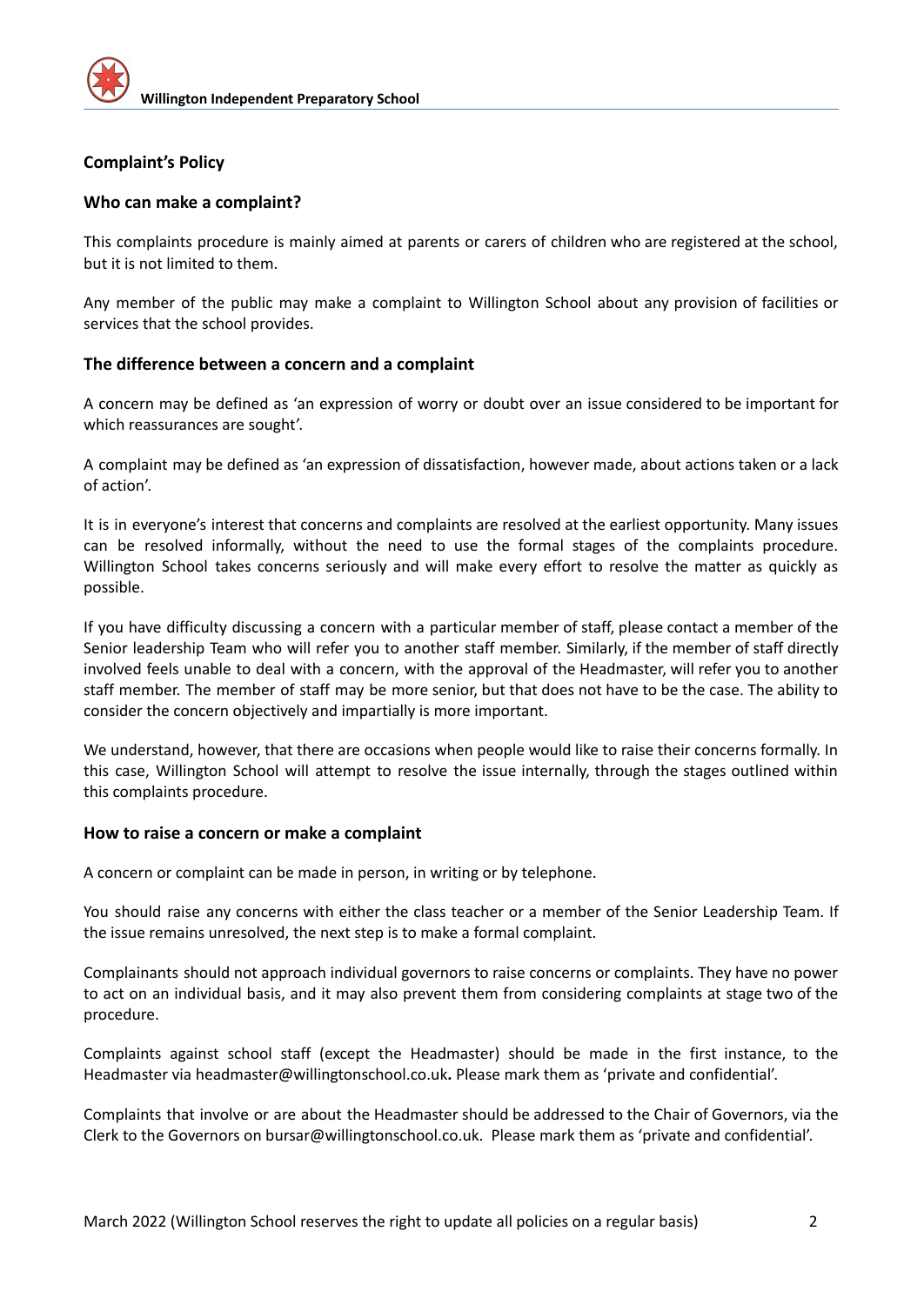## Complaint's Policy

### Who can make a complaint?

This complaints procedure is mainly aimed at parents or carers of children who are registered at the school, but it is not limited to them.

Any member of the public may make a complaint to Willington School about any provision of facilities or services that the school provides.

### The difference between a concern and a complaint

A concern may be defined as 'an expression of worry or doubt over an issue considered to be important for which reassurances are sought'.

A complaint may be defined as 'an expression of dissatisfaction, however made, about actions taken or a lack of action'.

It is in everyone's interest that concerns and complaints are resolved at the earliest opportunity. Many issues can be resolved informally, without the need to use the formal stages of the complaints procedure. Willington School takes concerns seriously and will make every effort to resolve the matter as quickly as possible.

If you have difficulty discussing a concern with a particular member of staff, please contact a member of the Senior leadership Team who will refer you to another staff member. Similarly, if the member of staff directly involved feels unable to deal with a concern, with the approval of the Headmaster, will refer you to another staff member. The member of staff may be more senior, but that does not have to be the case. The ability to consider the concern objectively and impartially is more important.

We understand, however, that there are occasions when people would like to raise their concerns formally. In this case, Willington School will attempt to resolve the issue internally, through the stages outlined within this complaints procedure.

### How to raise a concern or make a complaint

A concern or complaint can be made in person, in writing or by telephone.

You should raise any concerns with either the class teacher or a member of the Senior Leadership Team. If the issue remains unresolved, the next step is to make a formal complaint.

Complainants should not approach individual governors to raise concerns or complaints. They have no power to act on an individual basis, and it may also prevent them from considering complaints at stage two of the procedure.

Complaints against school staff (except the Headmaster) should be made in the first instance, to the Headmaster via headmaster@willingtonschool.co.uk**.** Please mark them as 'private and confidential'.

Complaints that involve or are about the Headmaster should be addressed to the Chair of Governors, via the Clerk to the Governors on bursar@willingtonschool.co.uk. Please mark them as 'private and confidential'.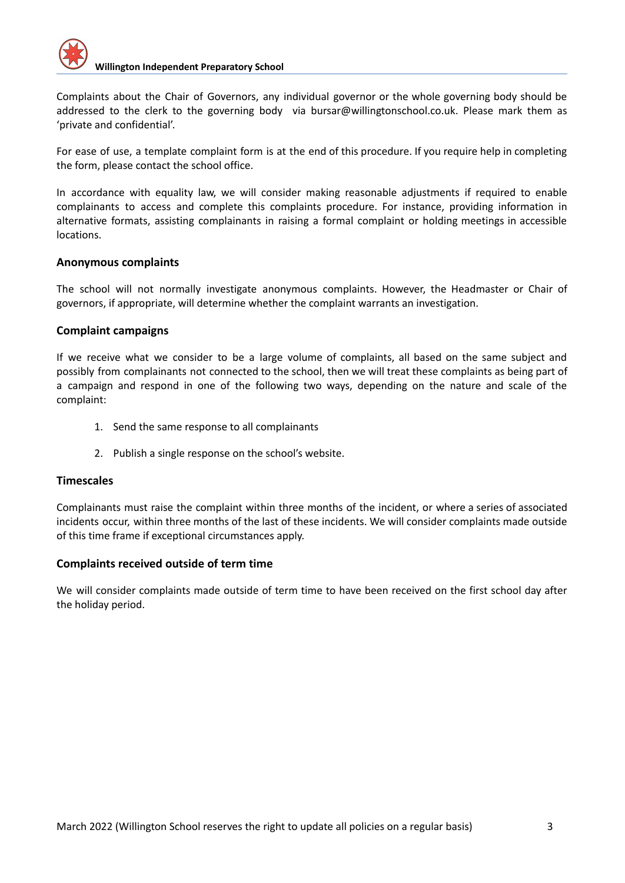Complaints about the Chair of Governors, any individual governor or the whole governing body should be addressed to the clerk to the governing body via bursar@willingtonschool.co.uk. Please mark them as 'private and confidential'.

For ease of use, a template complaint form is at the end of this procedure. If you require help in completing the form, please contact the school office.

In accordance with equality law, we will consider making reasonable adjustments if required to enable complainants to access and complete this complaints procedure. For instance, providing information in alternative formats, assisting complainants in raising a formal complaint or holding meetings in accessible locations.

### Anonymous complaints

The school will not normally investigate anonymous complaints. However, the Headmaster or Chair of governors, if appropriate, will determine whether the complaint warrants an investigation.

### Complaint campaigns

If we receive what we consider to be a large volume of complaints, all based on the same subject and possibly from complainants not connected to the school, then we will treat these complaints as being part of a campaign and respond in one of the following two ways, depending on the nature and scale of the complaint:

1. Send the same response to all complainants
2. Publish a single response on the school's website.

### Timescales

Complainants must raise the complaint within three months of the incident, or where a series of associated incidents occur, within three months of the last of these incidents. We will consider complaints made outside of this time frame if exceptional circumstances apply.

### Complaints received outside of term time

We will consider complaints made outside of term time to have been received on the first school day after the holiday period.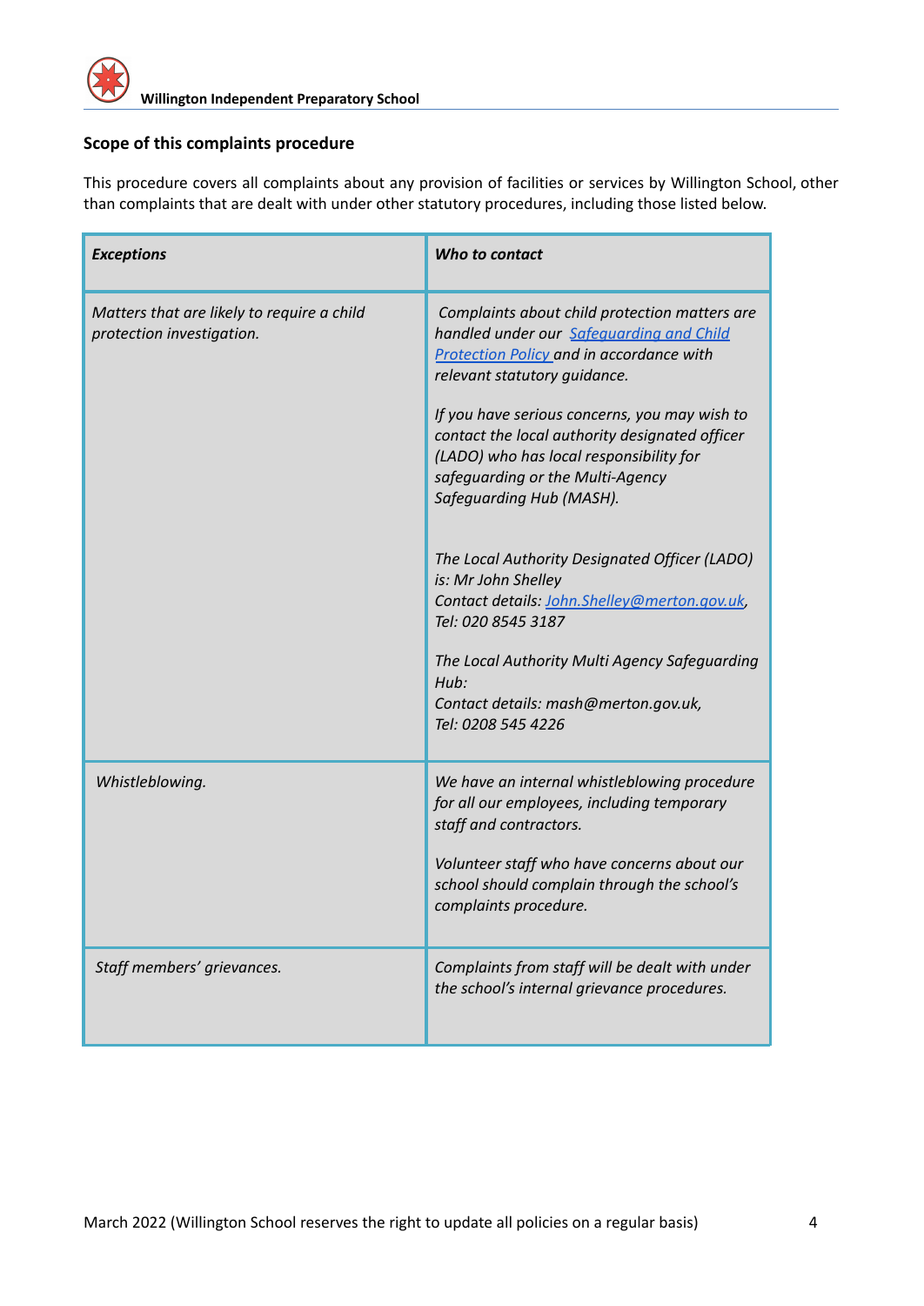### Scope of this complaints procedure

This procedure covers all complaints about any provision of facilities or services by Willington School, other than complaints that are dealt with under other statutory procedures, including those listed below.

| ***Exceptions*** | ***Who to contact*** |
|---|---|
| *Matters that are likely to require a child protection investigation.* | *Complaints about child protection matters are handled under our [Safeguarding and Child Protection Policy](#) and in accordance with relevant statutory guidance.*<br><br>*If you have serious concerns, you may wish to contact the local authority designated officer (LADO) who has local responsibility for safeguarding or the Multi-Agency Safeguarding Hub (MASH).*<br><br>*The Local Authority Designated Officer (LADO) is: Mr John Shelley*<br>*Contact details: [John.Shelley@merton.gov.uk](mailto:John.Shelley@merton.gov.uk), Tel: 020 8545 3187*<br><br>*The Local Authority Multi Agency Safeguarding Hub:*<br>*Contact details: mash@merton.gov.uk,*<br>*Tel: 0208 545 4226* |
| *Whistleblowing.* | *We have an internal whistleblowing procedure for all our employees, including temporary staff and contractors.*<br><br>*Volunteer staff who have concerns about our school should complain through the school's complaints procedure.* |
| *Staff members' grievances.* | *Complaints from staff will be dealt with under the school's internal grievance procedures.* |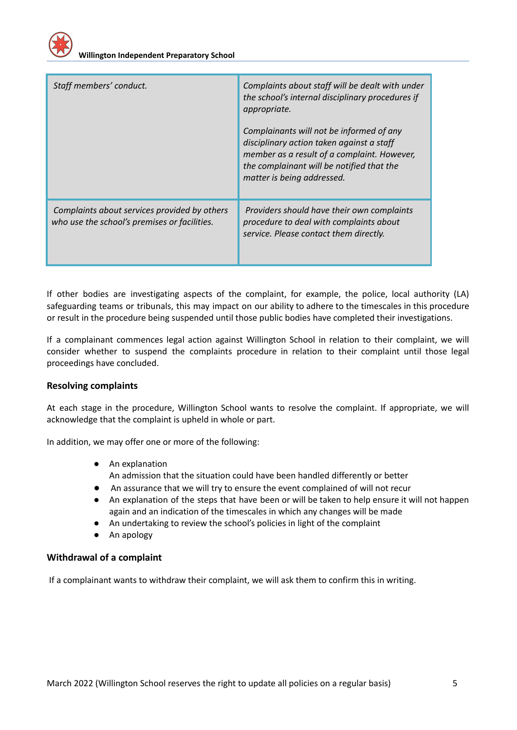| | |
|---|---|
| *Staff members' conduct.* | *Complaints about staff will be dealt with under the school's internal disciplinary procedures if appropriate.*<br><br>*Complainants will not be informed of any disciplinary action taken against a staff member as a result of a complaint. However, the complainant will be notified that the matter is being addressed.* |
| *Complaints about services provided by others who use the school's premises or facilities.* | *Providers should have their own complaints procedure to deal with complaints about service. Please contact them directly.* |

If other bodies are investigating aspects of the complaint, for example, the police, local authority (LA) safeguarding teams or tribunals, this may impact on our ability to adhere to the timescales in this procedure or result in the procedure being suspended until those public bodies have completed their investigations.

If a complainant commences legal action against Willington School in relation to their complaint, we will consider whether to suspend the complaints procedure in relation to their complaint until those legal proceedings have concluded.

### Resolving complaints

At each stage in the procedure, Willington School wants to resolve the complaint. If appropriate, we will acknowledge that the complaint is upheld in whole or part.

In addition, we may offer one or more of the following:

- An explanation
  An admission that the situation could have been handled differently or better
- An assurance that we will try to ensure the event complained of will not recur
- An explanation of the steps that have been or will be taken to help ensure it will not happen again and an indication of the timescales in which any changes will be made
- An undertaking to review the school's policies in light of the complaint
- An apology

### Withdrawal of a complaint

If a complainant wants to withdraw their complaint, we will ask them to confirm this in writing.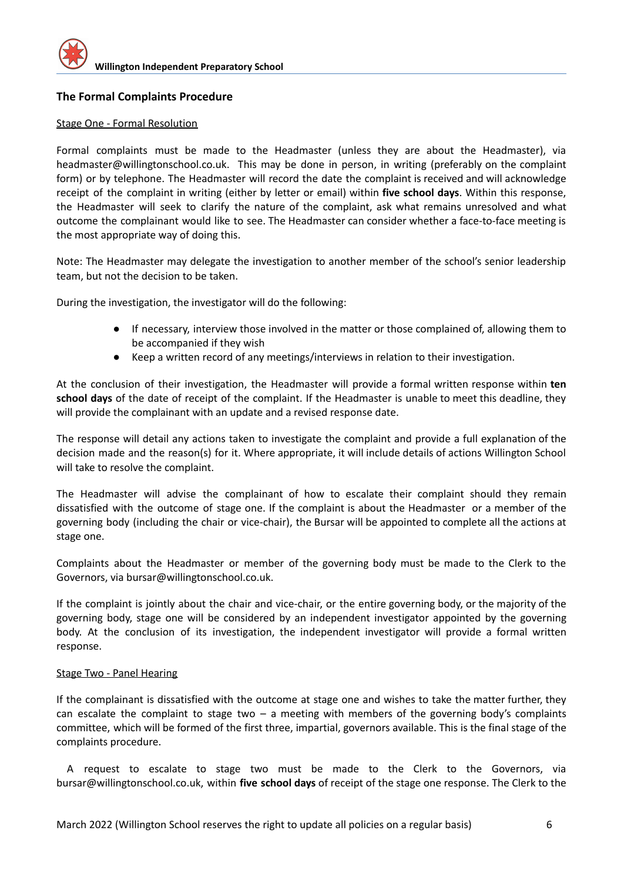## The Formal Complaints Procedure

Stage One - Formal Resolution

Formal complaints must be made to the Headmaster (unless they are about the Headmaster), via headmaster@willingtonschool.co.uk. This may be done in person, in writing (preferably on the complaint form) or by telephone. The Headmaster will record the date the complaint is received and will acknowledge receipt of the complaint in writing (either by letter or email) within **five school days**. Within this response, the Headmaster will seek to clarify the nature of the complaint, ask what remains unresolved and what outcome the complainant would like to see. The Headmaster can consider whether a face-to-face meeting is the most appropriate way of doing this.

Note: The Headmaster may delegate the investigation to another member of the school's senior leadership team, but not the decision to be taken.

During the investigation, the investigator will do the following:

- If necessary, interview those involved in the matter or those complained of, allowing them to be accompanied if they wish
- Keep a written record of any meetings/interviews in relation to their investigation.

At the conclusion of their investigation, the Headmaster will provide a formal written response within **ten school days** of the date of receipt of the complaint. If the Headmaster is unable to meet this deadline, they will provide the complainant with an update and a revised response date.

The response will detail any actions taken to investigate the complaint and provide a full explanation of the decision made and the reason(s) for it. Where appropriate, it will include details of actions Willington School will take to resolve the complaint.

The Headmaster will advise the complainant of how to escalate their complaint should they remain dissatisfied with the outcome of stage one. If the complaint is about the Headmaster or a member of the governing body (including the chair or vice-chair), the Bursar will be appointed to complete all the actions at stage one.

Complaints about the Headmaster or member of the governing body must be made to the Clerk to the Governors, via bursar@willingtonschool.co.uk.

If the complaint is jointly about the chair and vice-chair, or the entire governing body, or the majority of the governing body, stage one will be considered by an independent investigator appointed by the governing body. At the conclusion of its investigation, the independent investigator will provide a formal written response.

Stage Two - Panel Hearing

If the complainant is dissatisfied with the outcome at stage one and wishes to take the matter further, they can escalate the complaint to stage two – a meeting with members of the governing body's complaints committee, which will be formed of the first three, impartial, governors available. This is the final stage of the complaints procedure.

A request to escalate to stage two must be made to the Clerk to the Governors, via bursar@willingtonschool.co.uk, within **five school days** of receipt of the stage one response. The Clerk to the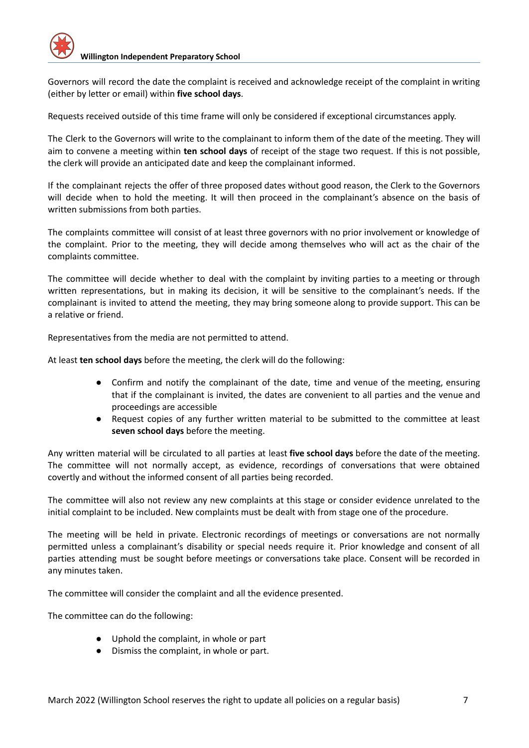Governors will record the date the complaint is received and acknowledge receipt of the complaint in writing (either by letter or email) within **five school days**.

Requests received outside of this time frame will only be considered if exceptional circumstances apply.

The Clerk to the Governors will write to the complainant to inform them of the date of the meeting. They will aim to convene a meeting within **ten school days** of receipt of the stage two request. If this is not possible, the clerk will provide an anticipated date and keep the complainant informed.

If the complainant rejects the offer of three proposed dates without good reason, the Clerk to the Governors will decide when to hold the meeting. It will then proceed in the complainant's absence on the basis of written submissions from both parties.

The complaints committee will consist of at least three governors with no prior involvement or knowledge of the complaint. Prior to the meeting, they will decide among themselves who will act as the chair of the complaints committee.

The committee will decide whether to deal with the complaint by inviting parties to a meeting or through written representations, but in making its decision, it will be sensitive to the complainant's needs. If the complainant is invited to attend the meeting, they may bring someone along to provide support. This can be a relative or friend.

Representatives from the media are not permitted to attend.

At least **ten school days** before the meeting, the clerk will do the following:

- Confirm and notify the complainant of the date, time and venue of the meeting, ensuring that if the complainant is invited, the dates are convenient to all parties and the venue and proceedings are accessible
- Request copies of any further written material to be submitted to the committee at least **seven school days** before the meeting.

Any written material will be circulated to all parties at least **five school days** before the date of the meeting. The committee will not normally accept, as evidence, recordings of conversations that were obtained covertly and without the informed consent of all parties being recorded.

The committee will also not review any new complaints at this stage or consider evidence unrelated to the initial complaint to be included. New complaints must be dealt with from stage one of the procedure.

The meeting will be held in private. Electronic recordings of meetings or conversations are not normally permitted unless a complainant's disability or special needs require it. Prior knowledge and consent of all parties attending must be sought before meetings or conversations take place. Consent will be recorded in any minutes taken.

The committee will consider the complaint and all the evidence presented.

The committee can do the following:

- Uphold the complaint, in whole or part
- Dismiss the complaint, in whole or part.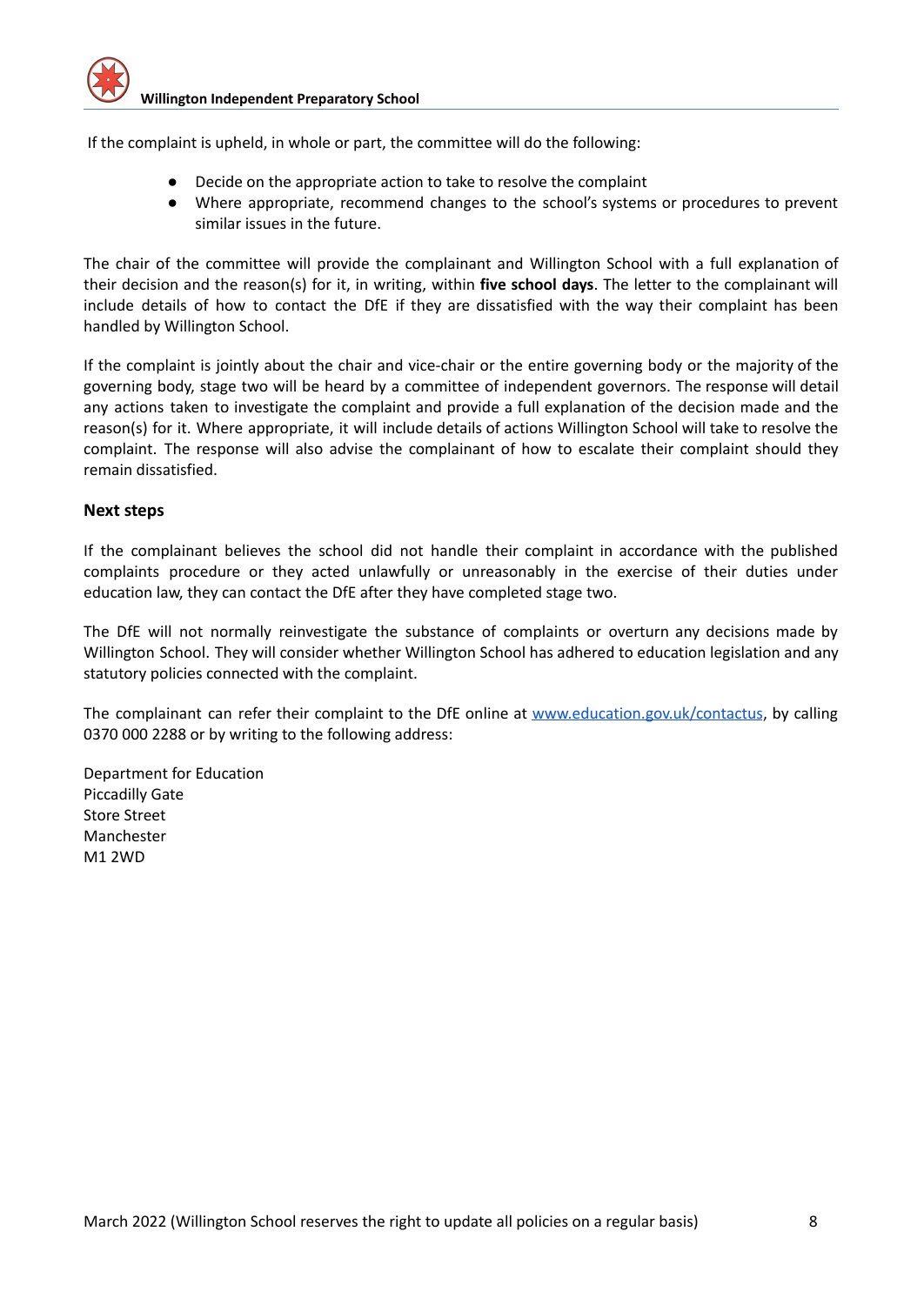If the complaint is upheld, in whole or part, the committee will do the following:

- Decide on the appropriate action to take to resolve the complaint
- Where appropriate, recommend changes to the school's systems or procedures to prevent similar issues in the future.

The chair of the committee will provide the complainant and Willington School with a full explanation of their decision and the reason(s) for it, in writing, within **five school days**. The letter to the complainant will include details of how to contact the DfE if they are dissatisfied with the way their complaint has been handled by Willington School.

If the complaint is jointly about the chair and vice-chair or the entire governing body or the majority of the governing body, stage two will be heard by a committee of independent governors. The response will detail any actions taken to investigate the complaint and provide a full explanation of the decision made and the reason(s) for it. Where appropriate, it will include details of actions Willington School will take to resolve the complaint. The response will also advise the complainant of how to escalate their complaint should they remain dissatisfied.

### Next steps

If the complainant believes the school did not handle their complaint in accordance with the published complaints procedure or they acted unlawfully or unreasonably in the exercise of their duties under education law, they can contact the DfE after they have completed stage two.

The DfE will not normally reinvestigate the substance of complaints or overturn any decisions made by Willington School. They will consider whether Willington School has adhered to education legislation and any statutory policies connected with the complaint.

The complainant can refer their complaint to the DfE online at [www.education.gov.uk/contactus](www.education.gov.uk/contactus), by calling 0370 000 2288 or by writing to the following address:

Department for Education
Piccadilly Gate
Store Street
Manchester
M1 2WD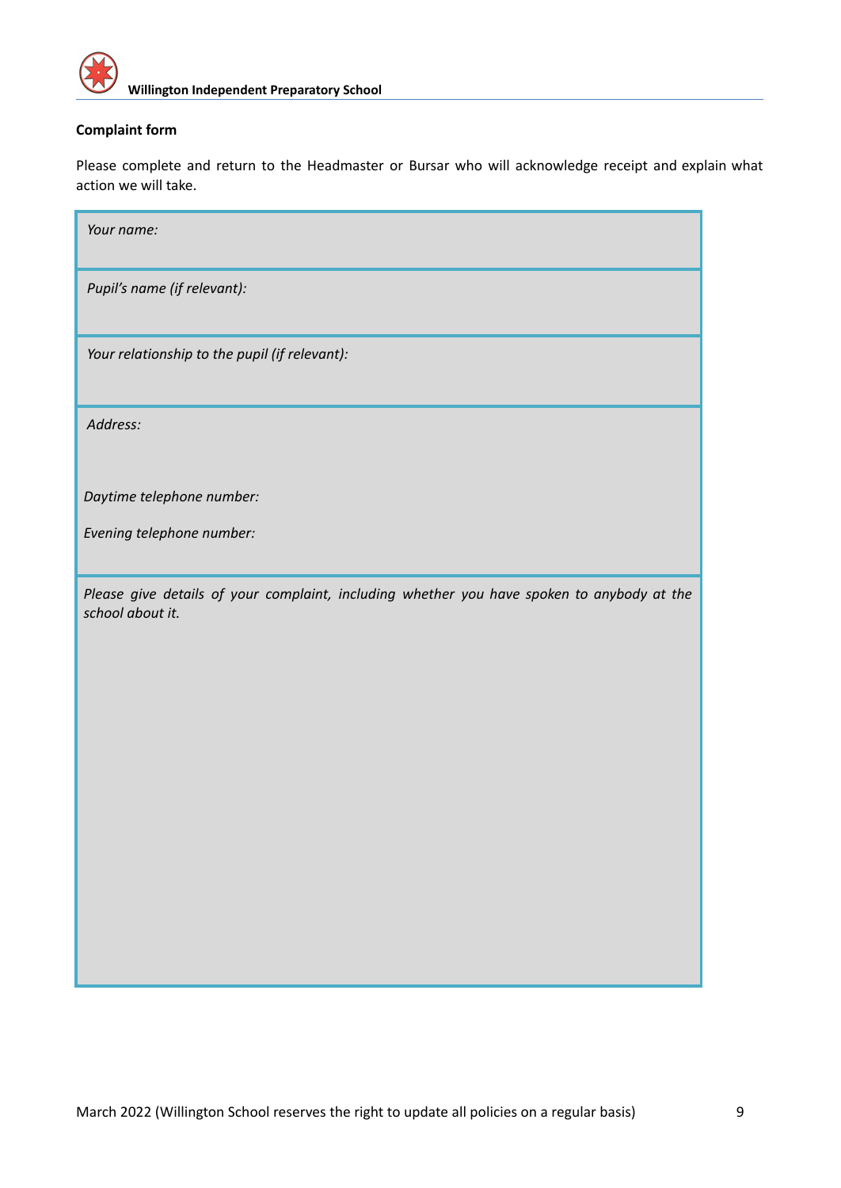**Complaint form**

Please complete and return to the Headmaster or Bursar who will acknowledge receipt and explain what action we will take.

| |
|---|
| *Your name:* |
| *Pupil's name (if relevant):* |
| *Your relationship to the pupil (if relevant):* |
| *Address:*<br><br>*Daytime telephone number:*<br><br>*Evening telephone number:* |
| *Please give details of your complaint, including whether you have spoken to anybody at the school about it.* |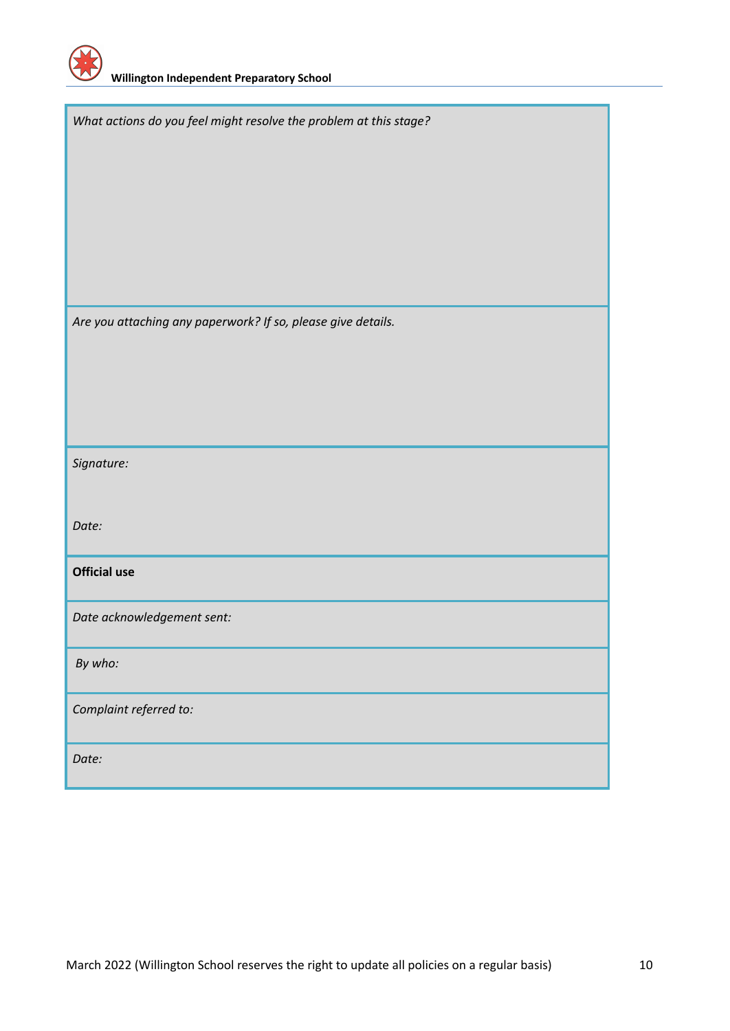| |
|---|
| *What actions do you feel might resolve the problem at this stage?* |
| *Are you attaching any paperwork? If so, please give details.* |
| *Signature:*<br><br>*Date:* |
| **Official use** |
| *Date acknowledgement sent:* |
| *By who:* |
| *Complaint referred to:* |
| *Date:* |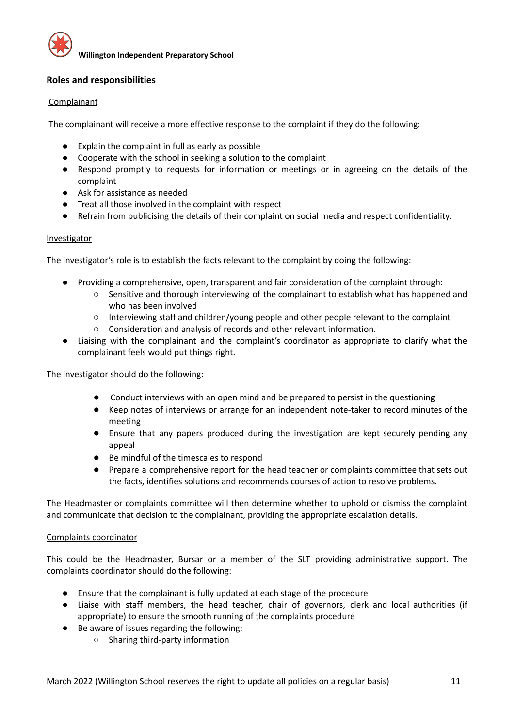## Roles and responsibilities

Complainant

The complainant will receive a more effective response to the complaint if they do the following:

- Explain the complaint in full as early as possible
- Cooperate with the school in seeking a solution to the complaint
- Respond promptly to requests for information or meetings or in agreeing on the details of the complaint
- Ask for assistance as needed
- Treat all those involved in the complaint with respect
- Refrain from publicising the details of their complaint on social media and respect confidentiality.

Investigator

The investigator's role is to establish the facts relevant to the complaint by doing the following:

- Providing a comprehensive, open, transparent and fair consideration of the complaint through:
  - Sensitive and thorough interviewing of the complainant to establish what has happened and who has been involved
  - Interviewing staff and children/young people and other people relevant to the complaint
  - Consideration and analysis of records and other relevant information.
- Liaising with the complainant and the complaint's coordinator as appropriate to clarify what the complainant feels would put things right.

The investigator should do the following:

- Conduct interviews with an open mind and be prepared to persist in the questioning
- Keep notes of interviews or arrange for an independent note-taker to record minutes of the meeting
- Ensure that any papers produced during the investigation are kept securely pending any appeal
- Be mindful of the timescales to respond
- Prepare a comprehensive report for the head teacher or complaints committee that sets out the facts, identifies solutions and recommends courses of action to resolve problems.

The Headmaster or complaints committee will then determine whether to uphold or dismiss the complaint and communicate that decision to the complainant, providing the appropriate escalation details.

Complaints coordinator

This could be the Headmaster, Bursar or a member of the SLT providing administrative support. The complaints coordinator should do the following:

- Ensure that the complainant is fully updated at each stage of the procedure
- Liaise with staff members, the head teacher, chair of governors, clerk and local authorities (if appropriate) to ensure the smooth running of the complaints procedure
- Be aware of issues regarding the following:
  - Sharing third-party information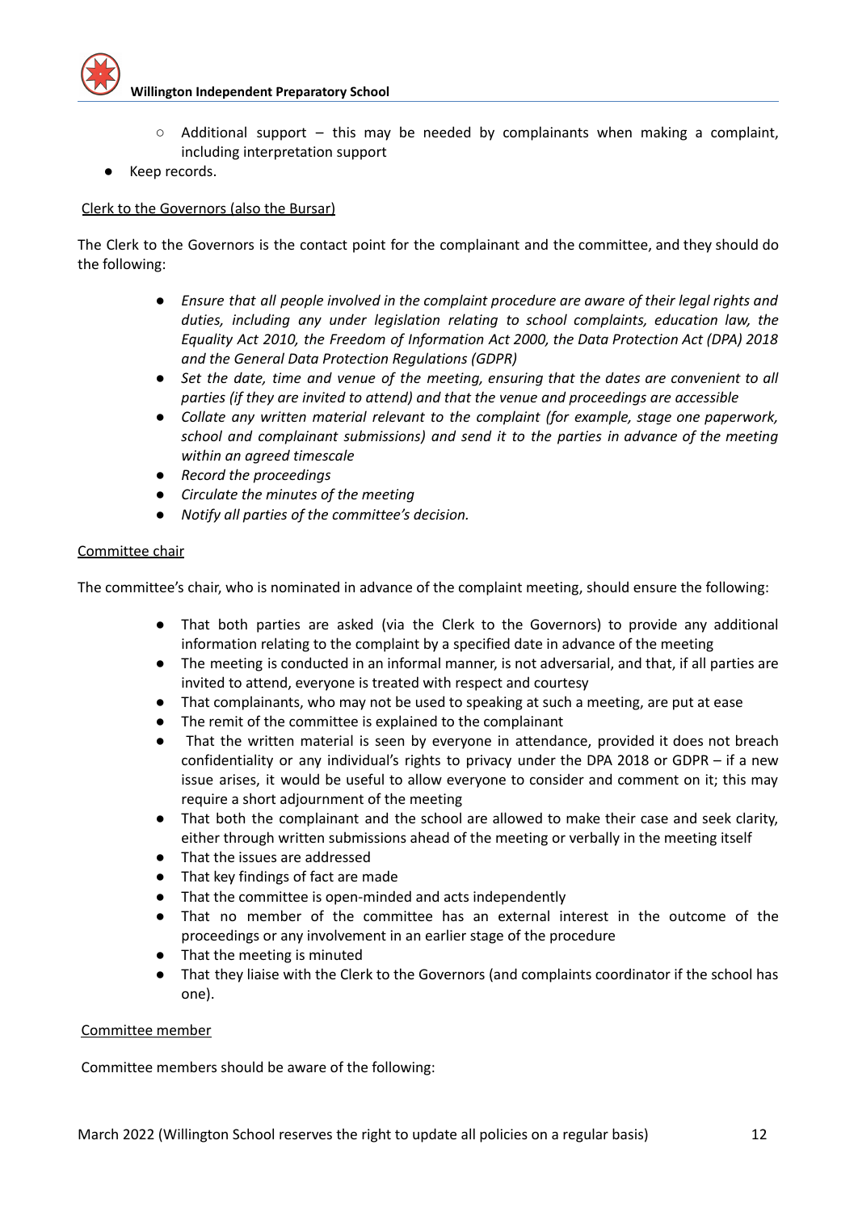- Additional support – this may be needed by complainants when making a complaint, including interpretation support
- Keep records.

Clerk to the Governors (also the Bursar)

The Clerk to the Governors is the contact point for the complainant and the committee, and they should do the following:

- *Ensure that all people involved in the complaint procedure are aware of their legal rights and duties, including any under legislation relating to school complaints, education law, the Equality Act 2010, the Freedom of Information Act 2000, the Data Protection Act (DPA) 2018 and the General Data Protection Regulations (GDPR)*
- *Set the date, time and venue of the meeting, ensuring that the dates are convenient to all parties (if they are invited to attend) and that the venue and proceedings are accessible*
- *Collate any written material relevant to the complaint (for example, stage one paperwork, school and complainant submissions) and send it to the parties in advance of the meeting within an agreed timescale*
- *Record the proceedings*
- *Circulate the minutes of the meeting*
- *Notify all parties of the committee's decision.*

Committee chair

The committee's chair, who is nominated in advance of the complaint meeting, should ensure the following:

- That both parties are asked (via the Clerk to the Governors) to provide any additional information relating to the complaint by a specified date in advance of the meeting
- The meeting is conducted in an informal manner, is not adversarial, and that, if all parties are invited to attend, everyone is treated with respect and courtesy
- That complainants, who may not be used to speaking at such a meeting, are put at ease
- The remit of the committee is explained to the complainant
- That the written material is seen by everyone in attendance, provided it does not breach confidentiality or any individual's rights to privacy under the DPA 2018 or GDPR – if a new issue arises, it would be useful to allow everyone to consider and comment on it; this may require a short adjournment of the meeting
- That both the complainant and the school are allowed to make their case and seek clarity, either through written submissions ahead of the meeting or verbally in the meeting itself
- That the issues are addressed
- That key findings of fact are made
- That the committee is open-minded and acts independently
- That no member of the committee has an external interest in the outcome of the proceedings or any involvement in an earlier stage of the procedure
- That the meeting is minuted
- That they liaise with the Clerk to the Governors (and complaints coordinator if the school has one).

Committee member

Committee members should be aware of the following: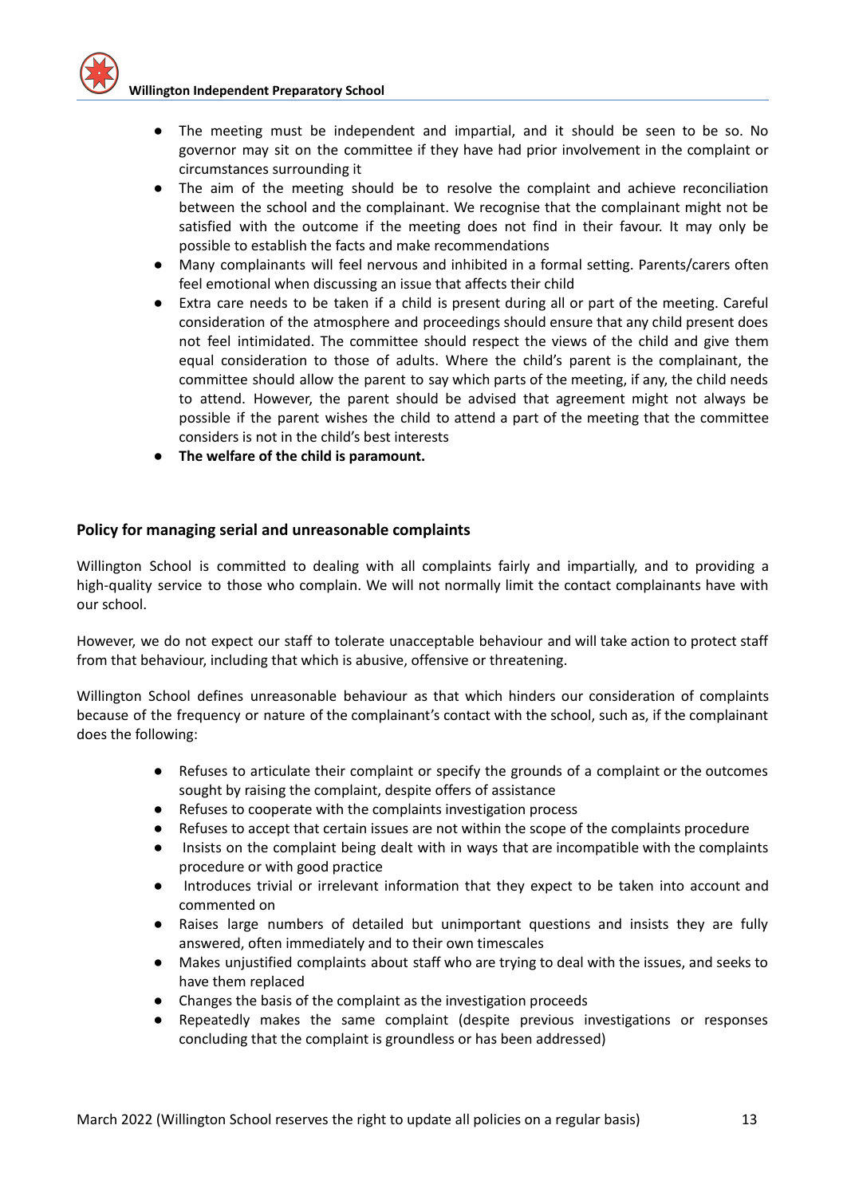- The meeting must be independent and impartial, and it should be seen to be so. No governor may sit on the committee if they have had prior involvement in the complaint or circumstances surrounding it
- The aim of the meeting should be to resolve the complaint and achieve reconciliation between the school and the complainant. We recognise that the complainant might not be satisfied with the outcome if the meeting does not find in their favour. It may only be possible to establish the facts and make recommendations
- Many complainants will feel nervous and inhibited in a formal setting. Parents/carers often feel emotional when discussing an issue that affects their child
- Extra care needs to be taken if a child is present during all or part of the meeting. Careful consideration of the atmosphere and proceedings should ensure that any child present does not feel intimidated. The committee should respect the views of the child and give them equal consideration to those of adults. Where the child's parent is the complainant, the committee should allow the parent to say which parts of the meeting, if any, the child needs to attend. However, the parent should be advised that agreement might not always be possible if the parent wishes the child to attend a part of the meeting that the committee considers is not in the child's best interests
- **The welfare of the child is paramount.**

### Policy for managing serial and unreasonable complaints

Willington School is committed to dealing with all complaints fairly and impartially, and to providing a high-quality service to those who complain. We will not normally limit the contact complainants have with our school.

However, we do not expect our staff to tolerate unacceptable behaviour and will take action to protect staff from that behaviour, including that which is abusive, offensive or threatening.

Willington School defines unreasonable behaviour as that which hinders our consideration of complaints because of the frequency or nature of the complainant's contact with the school, such as, if the complainant does the following:

- Refuses to articulate their complaint or specify the grounds of a complaint or the outcomes sought by raising the complaint, despite offers of assistance
- Refuses to cooperate with the complaints investigation process
- Refuses to accept that certain issues are not within the scope of the complaints procedure
- Insists on the complaint being dealt with in ways that are incompatible with the complaints procedure or with good practice
- Introduces trivial or irrelevant information that they expect to be taken into account and commented on
- Raises large numbers of detailed but unimportant questions and insists they are fully answered, often immediately and to their own timescales
- Makes unjustified complaints about staff who are trying to deal with the issues, and seeks to have them replaced
- Changes the basis of the complaint as the investigation proceeds
- Repeatedly makes the same complaint (despite previous investigations or responses concluding that the complaint is groundless or has been addressed)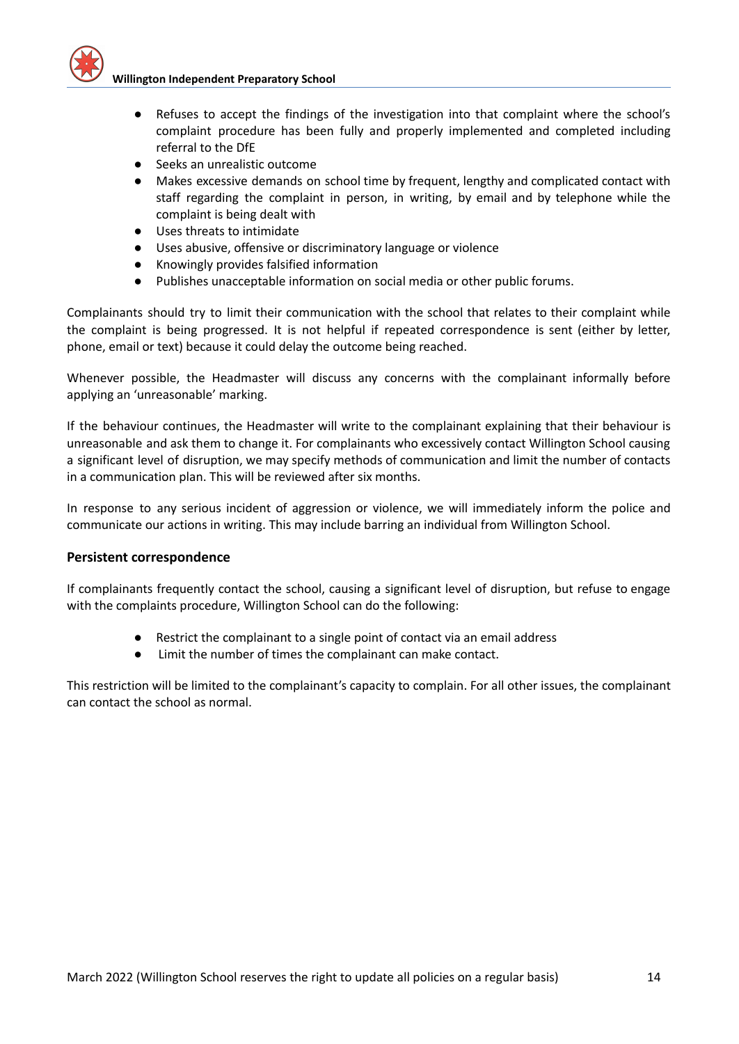- Refuses to accept the findings of the investigation into that complaint where the school's complaint procedure has been fully and properly implemented and completed including referral to the DfE
- Seeks an unrealistic outcome
- Makes excessive demands on school time by frequent, lengthy and complicated contact with staff regarding the complaint in person, in writing, by email and by telephone while the complaint is being dealt with
- Uses threats to intimidate
- Uses abusive, offensive or discriminatory language or violence
- Knowingly provides falsified information
- Publishes unacceptable information on social media or other public forums.

Complainants should try to limit their communication with the school that relates to their complaint while the complaint is being progressed. It is not helpful if repeated correspondence is sent (either by letter, phone, email or text) because it could delay the outcome being reached.

Whenever possible, the Headmaster will discuss any concerns with the complainant informally before applying an 'unreasonable' marking.

If the behaviour continues, the Headmaster will write to the complainant explaining that their behaviour is unreasonable and ask them to change it. For complainants who excessively contact Willington School causing a significant level of disruption, we may specify methods of communication and limit the number of contacts in a communication plan. This will be reviewed after six months.

In response to any serious incident of aggression or violence, we will immediately inform the police and communicate our actions in writing. This may include barring an individual from Willington School.

### Persistent correspondence

If complainants frequently contact the school, causing a significant level of disruption, but refuse to engage with the complaints procedure, Willington School can do the following:

- Restrict the complainant to a single point of contact via an email address
- Limit the number of times the complainant can make contact.

This restriction will be limited to the complainant's capacity to complain. For all other issues, the complainant can contact the school as normal.